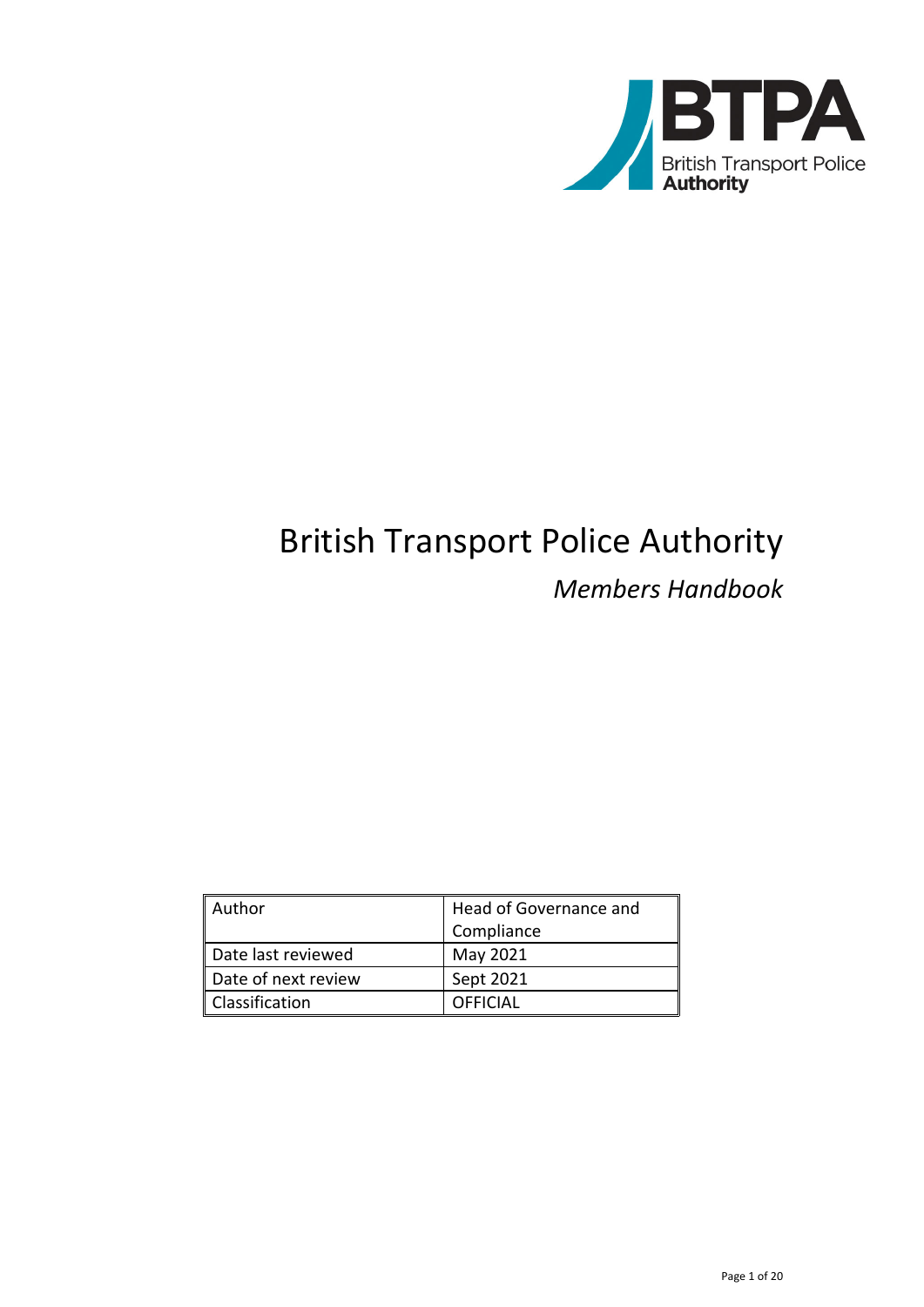# British Transport Police Authority

*Members Handbook*

| Author | Head of Governance and Compliance |
|---|---|
| Date last reviewed | May 2021 |
| Date of next review | Sept 2021 |
| Classification | OFFICIAL |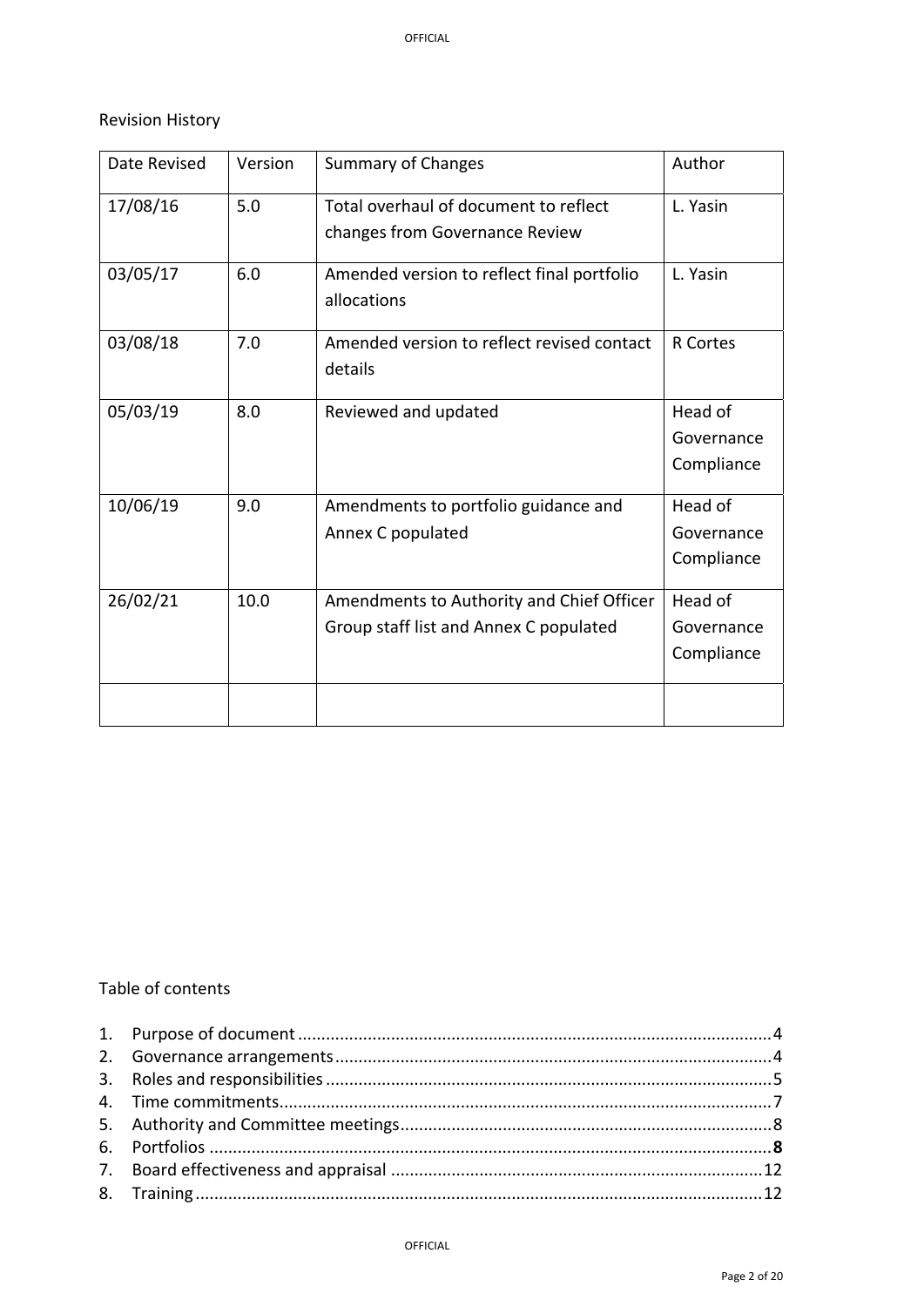Revision History

| Date Revised | Version | Summary of Changes | Author |
| --- | --- | --- | --- |
| 17/08/16 | 5.0 | Total overhaul of document to reflect changes from Governance Review | L. Yasin |
| 03/05/17 | 6.0 | Amended version to reflect final portfolio allocations | L. Yasin |
| 03/08/18 | 7.0 | Amended version to reflect revised contact details | R Cortes |
| 05/03/19 | 8.0 | Reviewed and updated | Head of Governance Compliance |
| 10/06/19 | 9.0 | Amendments to portfolio guidance and Annex C populated | Head of Governance Compliance |
| 26/02/21 | 10.0 | Amendments to Authority and Chief Officer Group staff list and Annex C populated | Head of Governance Compliance |
| | | | |

Table of contents

1. Purpose of document ..................................................4
2. Governance arrangements ..................................................4
3. Roles and responsibilities ..................................................5
4. Time commitments..................................................7
5. Authority and Committee meetings..................................................8
6. Portfolios ..................................................**8**
7. Board effectiveness and appraisal ..................................................12
8. Training..................................................12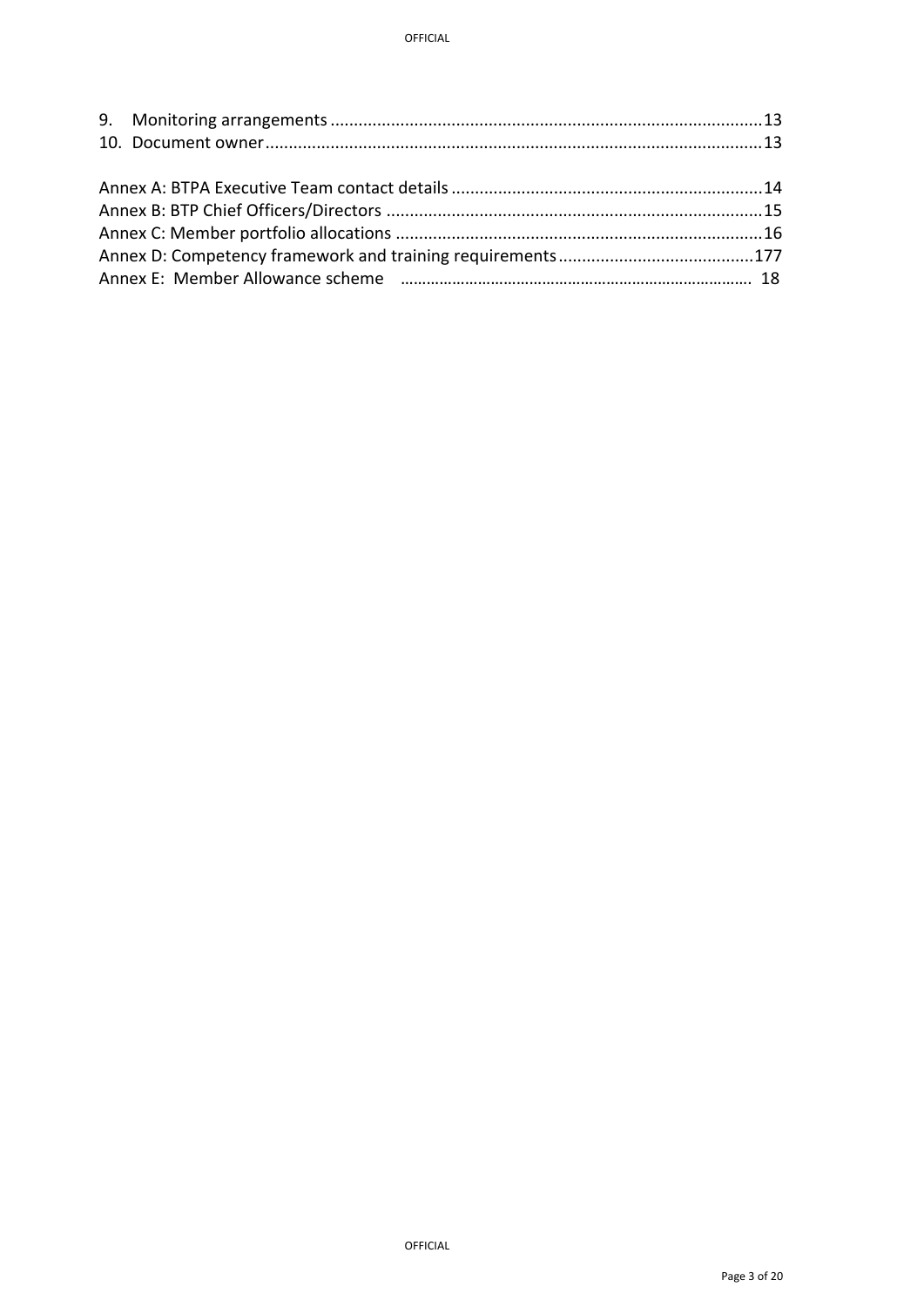9. Monitoring arrangements ............................................................................................13
10. Document owner..........................................................................................................13

Annex A: BTPA Executive Team contact details ...................................................................14
Annex B: BTP Chief Officers/Directors .................................................................................15
Annex C: Member portfolio allocations ................................................................................16
Annex D: Competency framework and training requirements..........................................177
Annex E: Member Allowance scheme ................................................................................. 18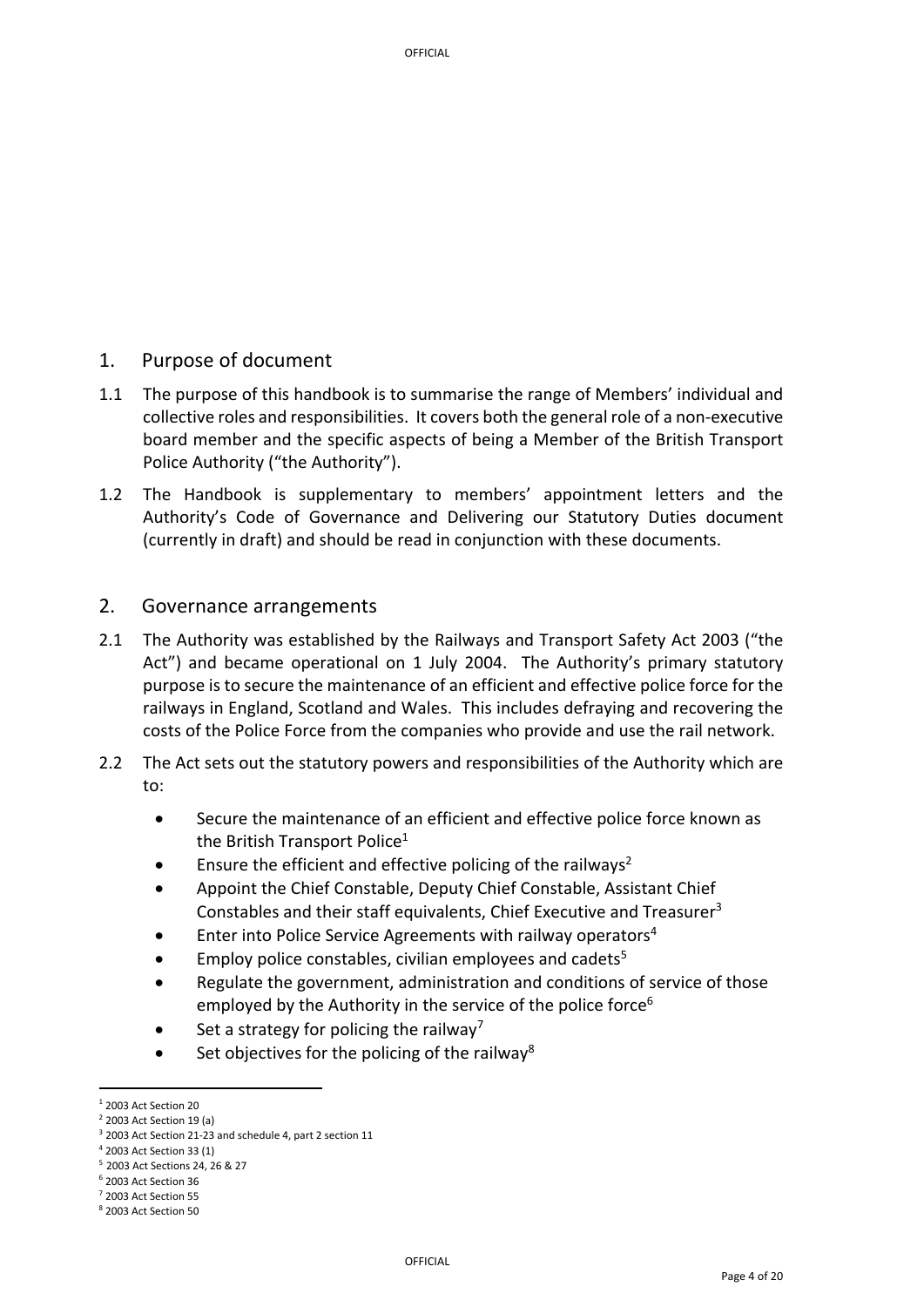## 1. Purpose of document

1.1 The purpose of this handbook is to summarise the range of Members' individual and collective roles and responsibilities. It covers both the general role of a non-executive board member and the specific aspects of being a Member of the British Transport Police Authority ("the Authority").

1.2 The Handbook is supplementary to members' appointment letters and the Authority's Code of Governance and Delivering our Statutory Duties document (currently in draft) and should be read in conjunction with these documents.

## 2. Governance arrangements

2.1 The Authority was established by the Railways and Transport Safety Act 2003 ("the Act") and became operational on 1 July 2004. The Authority's primary statutory purpose is to secure the maintenance of an efficient and effective police force for the railways in England, Scotland and Wales. This includes defraying and recovering the costs of the Police Force from the companies who provide and use the rail network.

2.2 The Act sets out the statutory powers and responsibilities of the Authority which are to:

- Secure the maintenance of an efficient and effective police force known as the British Transport Police[1]
- Ensure the efficient and effective policing of the railways[2]
- Appoint the Chief Constable, Deputy Chief Constable, Assistant Chief Constables and their staff equivalents, Chief Executive and Treasurer[3]
- Enter into Police Service Agreements with railway operators[4]
- Employ police constables, civilian employees and cadets[5]
- Regulate the government, administration and conditions of service of those employed by the Authority in the service of the police force[6]
- Set a strategy for policing the railway[7]
- Set objectives for the policing of the railway[8]

[1] 2003 Act Section 20
[2] 2003 Act Section 19 (a)
[3] 2003 Act Section 21-23 and schedule 4, part 2 section 11
[4] 2003 Act Section 33 (1)
[5] 2003 Act Sections 24, 26 & 27
[6] 2003 Act Section 36
[7] 2003 Act Section 55
[8] 2003 Act Section 50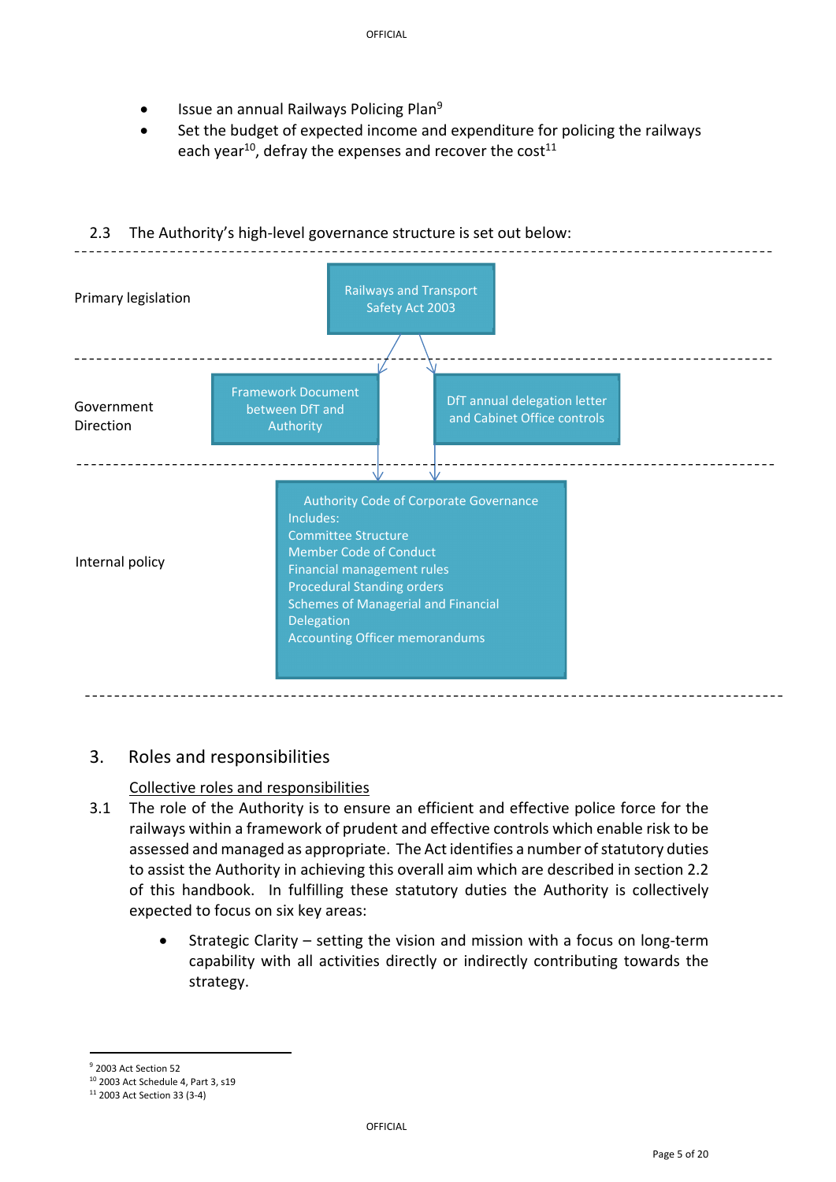- Issue an annual Railways Policing Plan[9]
- Set the budget of expected income and expenditure for policing the railways each year[10], defray the expenses and recover the cost[11]

2.3 The Authority's high-level governance structure is set out below:

| Level | Structure |
| --- | --- |
| Primary legislation | Railways and Transport Safety Act 2003 |
| Government Direction | Framework Document between DfT and Authority; DfT annual delegation letter and Cabinet Office controls |
| Internal policy | Authority Code of Corporate Governance Includes: Committee Structure; Member Code of Conduct; Financial management rules; Procedural Standing orders; Schemes of Managerial and Financial Delegation; Accounting Officer memorandums |

## 3. Roles and responsibilities

Collective roles and responsibilities

3.1 The role of the Authority is to ensure an efficient and effective police force for the railways within a framework of prudent and effective controls which enable risk to be assessed and managed as appropriate. The Act identifies a number of statutory duties to assist the Authority in achieving this overall aim which are described in section 2.2 of this handbook. In fulfilling these statutory duties the Authority is collectively expected to focus on six key areas:

- Strategic Clarity – setting the vision and mission with a focus on long-term capability with all activities directly or indirectly contributing towards the strategy.

---

[9] 2003 Act Section 52
[10] 2003 Act Schedule 4, Part 3, s19
[11] 2003 Act Section 33 (3-4)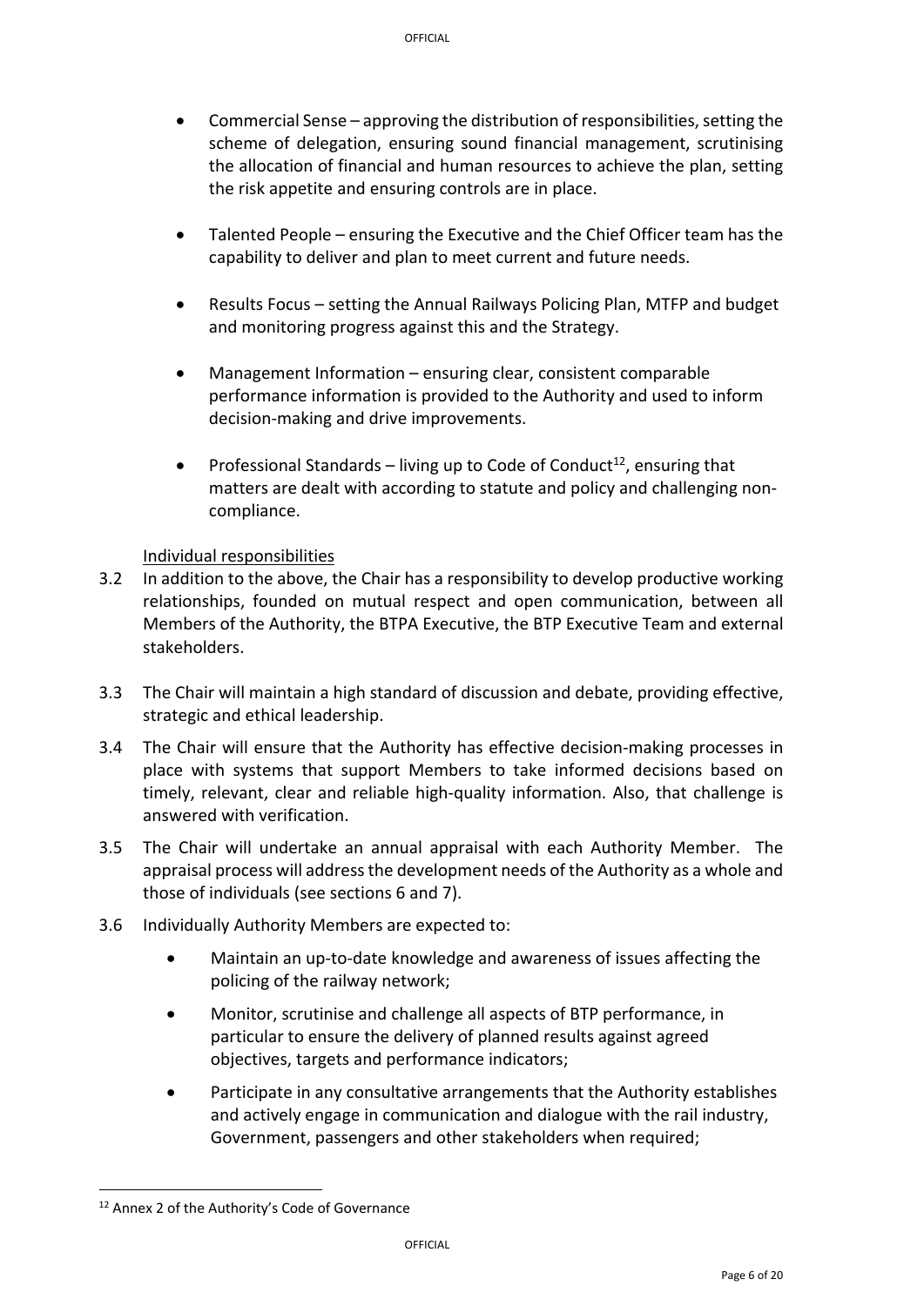- Commercial Sense – approving the distribution of responsibilities, setting the scheme of delegation, ensuring sound financial management, scrutinising the allocation of financial and human resources to achieve the plan, setting the risk appetite and ensuring controls are in place.

- Talented People – ensuring the Executive and the Chief Officer team has the capability to deliver and plan to meet current and future needs.

- Results Focus – setting the Annual Railways Policing Plan, MTFP and budget and monitoring progress against this and the Strategy.

- Management Information – ensuring clear, consistent comparable performance information is provided to the Authority and used to inform decision-making and drive improvements.

- Professional Standards – living up to Code of Conduct[12], ensuring that matters are dealt with according to statute and policy and challenging non-compliance.

<u>Individual responsibilities</u>

3.2 In addition to the above, the Chair has a responsibility to develop productive working relationships, founded on mutual respect and open communication, between all Members of the Authority, the BTPA Executive, the BTP Executive Team and external stakeholders.

3.3 The Chair will maintain a high standard of discussion and debate, providing effective, strategic and ethical leadership.

3.4 The Chair will ensure that the Authority has effective decision-making processes in place with systems that support Members to take informed decisions based on timely, relevant, clear and reliable high-quality information. Also, that challenge is answered with verification.

3.5 The Chair will undertake an annual appraisal with each Authority Member. The appraisal process will address the development needs of the Authority as a whole and those of individuals (see sections 6 and 7).

3.6 Individually Authority Members are expected to:

- Maintain an up-to-date knowledge and awareness of issues affecting the policing of the railway network;

- Monitor, scrutinise and challenge all aspects of BTP performance, in particular to ensure the delivery of planned results against agreed objectives, targets and performance indicators;

- Participate in any consultative arrangements that the Authority establishes and actively engage in communication and dialogue with the rail industry, Government, passengers and other stakeholders when required;

---

[12] Annex 2 of the Authority's Code of Governance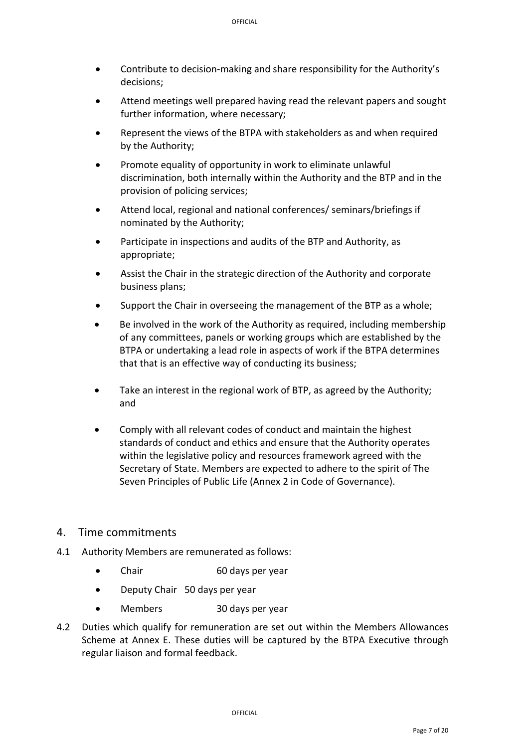- Contribute to decision-making and share responsibility for the Authority's decisions;
- Attend meetings well prepared having read the relevant papers and sought further information, where necessary;
- Represent the views of the BTPA with stakeholders as and when required by the Authority;
- Promote equality of opportunity in work to eliminate unlawful discrimination, both internally within the Authority and the BTP and in the provision of policing services;
- Attend local, regional and national conferences/ seminars/briefings if nominated by the Authority;
- Participate in inspections and audits of the BTP and Authority, as appropriate;
- Assist the Chair in the strategic direction of the Authority and corporate business plans;
- Support the Chair in overseeing the management of the BTP as a whole;
- Be involved in the work of the Authority as required, including membership of any committees, panels or working groups which are established by the BTPA or undertaking a lead role in aspects of work if the BTPA determines that that is an effective way of conducting its business;
- Take an interest in the regional work of BTP, as agreed by the Authority; and
- Comply with all relevant codes of conduct and maintain the highest standards of conduct and ethics and ensure that the Authority operates within the legislative policy and resources framework agreed with the Secretary of State. Members are expected to adhere to the spirit of The Seven Principles of Public Life (Annex 2 in Code of Governance).

## 4. Time commitments

4.1 Authority Members are remunerated as follows:

- Chair 60 days per year
- Deputy Chair 50 days per year
- Members 30 days per year

4.2 Duties which qualify for remuneration are set out within the Members Allowances Scheme at Annex E. These duties will be captured by the BTPA Executive through regular liaison and formal feedback.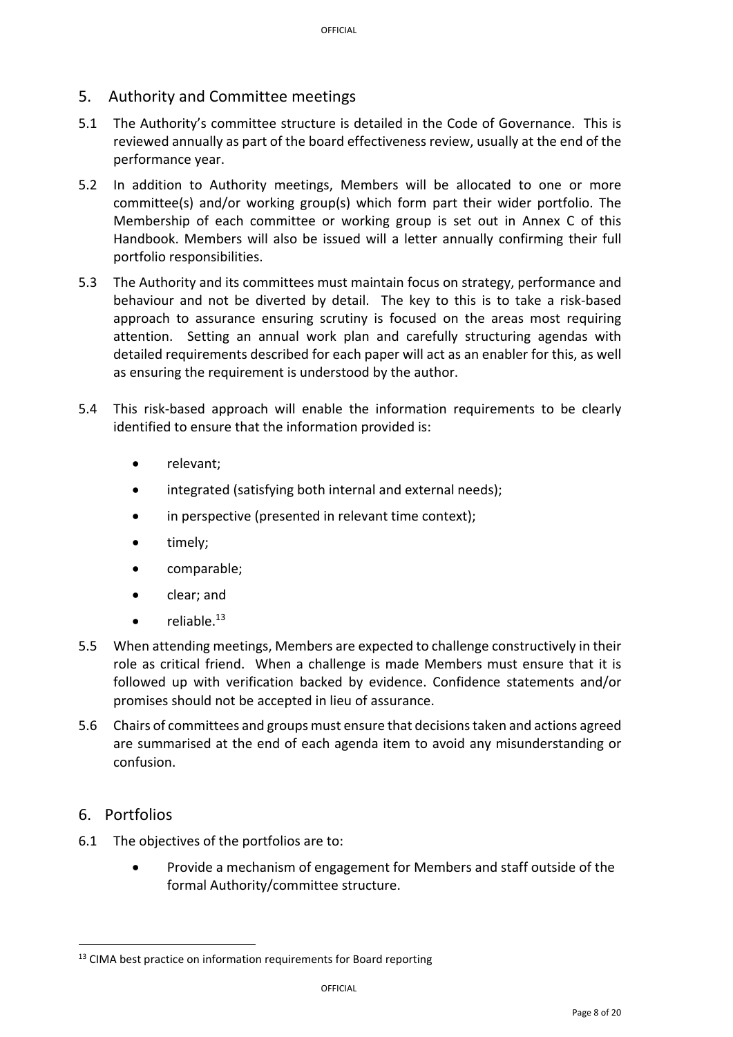## 5. Authority and Committee meetings

5.1 The Authority's committee structure is detailed in the Code of Governance. This is reviewed annually as part of the board effectiveness review, usually at the end of the performance year.

5.2 In addition to Authority meetings, Members will be allocated to one or more committee(s) and/or working group(s) which form part their wider portfolio. The Membership of each committee or working group is set out in Annex C of this Handbook. Members will also be issued will a letter annually confirming their full portfolio responsibilities.

5.3 The Authority and its committees must maintain focus on strategy, performance and behaviour and not be diverted by detail. The key to this is to take a risk-based approach to assurance ensuring scrutiny is focused on the areas most requiring attention. Setting an annual work plan and carefully structuring agendas with detailed requirements described for each paper will act as an enabler for this, as well as ensuring the requirement is understood by the author.

5.4 This risk-based approach will enable the information requirements to be clearly identified to ensure that the information provided is:

- relevant;
- integrated (satisfying both internal and external needs);
- in perspective (presented in relevant time context);
- timely;
- comparable;
- clear; and
- reliable.[13]

5.5 When attending meetings, Members are expected to challenge constructively in their role as critical friend. When a challenge is made Members must ensure that it is followed up with verification backed by evidence. Confidence statements and/or promises should not be accepted in lieu of assurance.

5.6 Chairs of committees and groups must ensure that decisions taken and actions agreed are summarised at the end of each agenda item to avoid any misunderstanding or confusion.

## 6. Portfolios

6.1 The objectives of the portfolios are to:

- Provide a mechanism of engagement for Members and staff outside of the formal Authority/committee structure.

[13] CIMA best practice on information requirements for Board reporting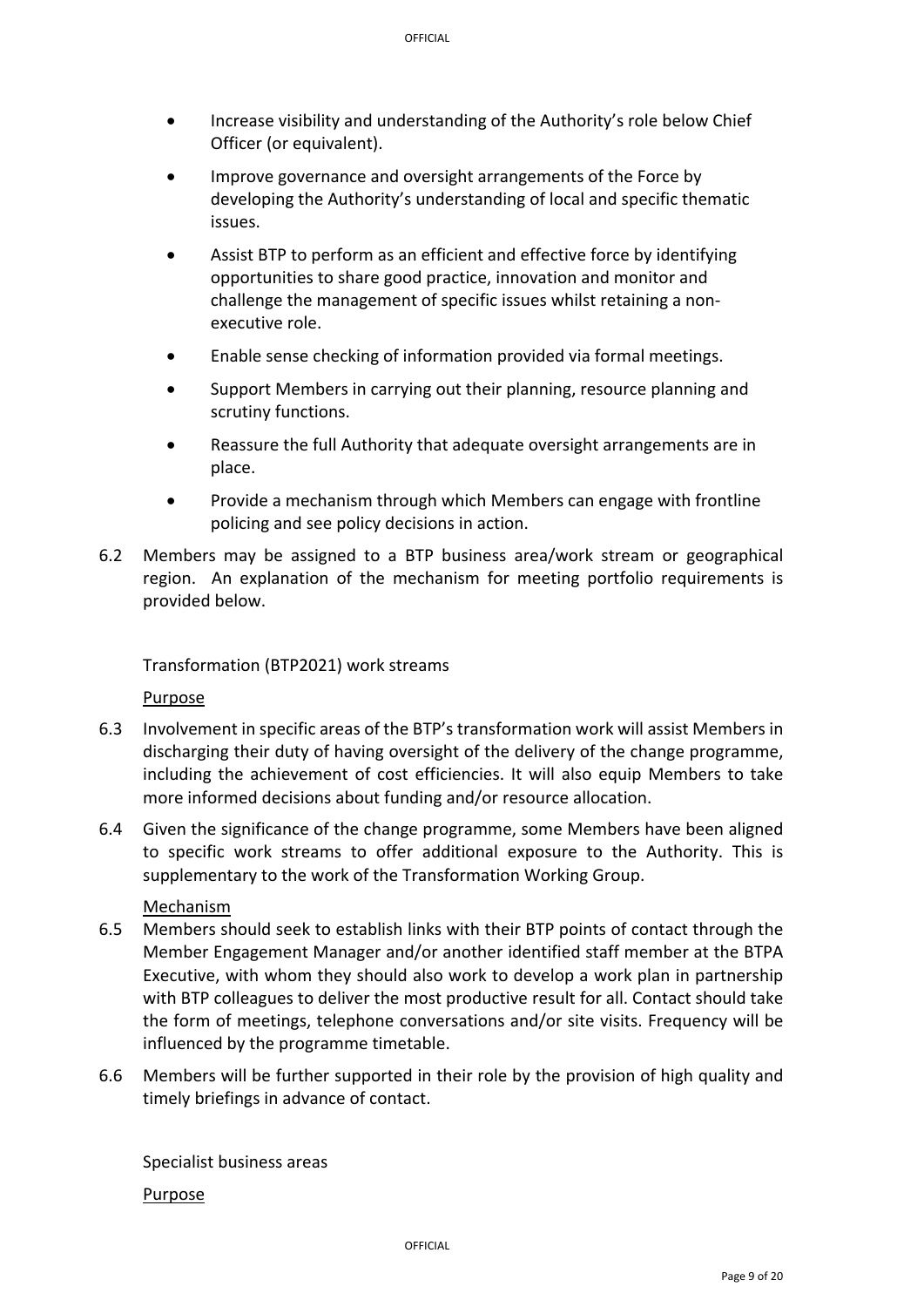- Increase visibility and understanding of the Authority's role below Chief Officer (or equivalent).
- Improve governance and oversight arrangements of the Force by developing the Authority's understanding of local and specific thematic issues.
- Assist BTP to perform as an efficient and effective force by identifying opportunities to share good practice, innovation and monitor and challenge the management of specific issues whilst retaining a non-executive role.
- Enable sense checking of information provided via formal meetings.
- Support Members in carrying out their planning, resource planning and scrutiny functions.
- Reassure the full Authority that adequate oversight arrangements are in place.
- Provide a mechanism through which Members can engage with frontline policing and see policy decisions in action.

6.2 Members may be assigned to a BTP business area/work stream or geographical region. An explanation of the mechanism for meeting portfolio requirements is provided below.

Transformation (BTP2021) work streams

<u>Purpose</u>

6.3 Involvement in specific areas of the BTP's transformation work will assist Members in discharging their duty of having oversight of the delivery of the change programme, including the achievement of cost efficiencies. It will also equip Members to take more informed decisions about funding and/or resource allocation.

6.4 Given the significance of the change programme, some Members have been aligned to specific work streams to offer additional exposure to the Authority. This is supplementary to the work of the Transformation Working Group.

<u>Mechanism</u>

6.5 Members should seek to establish links with their BTP points of contact through the Member Engagement Manager and/or another identified staff member at the BTPA Executive, with whom they should also work to develop a work plan in partnership with BTP colleagues to deliver the most productive result for all. Contact should take the form of meetings, telephone conversations and/or site visits. Frequency will be influenced by the programme timetable.

6.6 Members will be further supported in their role by the provision of high quality and timely briefings in advance of contact.

Specialist business areas

<u>Purpose</u>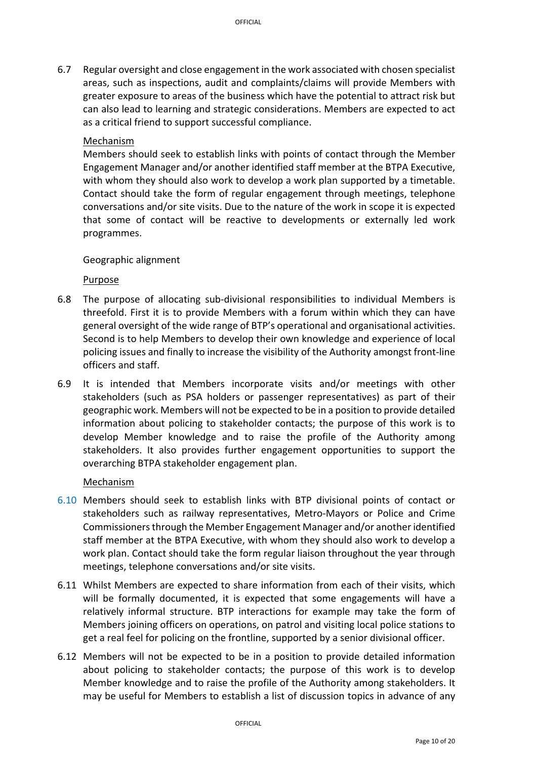6.7 Regular oversight and close engagement in the work associated with chosen specialist areas, such as inspections, audit and complaints/claims will provide Members with greater exposure to areas of the business which have the potential to attract risk but can also lead to learning and strategic considerations. Members are expected to act as a critical friend to support successful compliance.

Mechanism

Members should seek to establish links with points of contact through the Member Engagement Manager and/or another identified staff member at the BTPA Executive, with whom they should also work to develop a work plan supported by a timetable. Contact should take the form of regular engagement through meetings, telephone conversations and/or site visits. Due to the nature of the work in scope it is expected that some of contact will be reactive to developments or externally led work programmes.

Geographic alignment

Purpose

6.8 The purpose of allocating sub-divisional responsibilities to individual Members is threefold. First it is to provide Members with a forum within which they can have general oversight of the wide range of BTP's operational and organisational activities. Second is to help Members to develop their own knowledge and experience of local policing issues and finally to increase the visibility of the Authority amongst front-line officers and staff.

6.9 It is intended that Members incorporate visits and/or meetings with other stakeholders (such as PSA holders or passenger representatives) as part of their geographic work. Members will not be expected to be in a position to provide detailed information about policing to stakeholder contacts; the purpose of this work is to develop Member knowledge and to raise the profile of the Authority among stakeholders. It also provides further engagement opportunities to support the overarching BTPA stakeholder engagement plan.

Mechanism

6.10 Members should seek to establish links with BTP divisional points of contact or stakeholders such as railway representatives, Metro-Mayors or Police and Crime Commissioners through the Member Engagement Manager and/or another identified staff member at the BTPA Executive, with whom they should also work to develop a work plan. Contact should take the form regular liaison throughout the year through meetings, telephone conversations and/or site visits.

6.11 Whilst Members are expected to share information from each of their visits, which will be formally documented, it is expected that some engagements will have a relatively informal structure. BTP interactions for example may take the form of Members joining officers on operations, on patrol and visiting local police stations to get a real feel for policing on the frontline, supported by a senior divisional officer.

6.12 Members will not be expected to be in a position to provide detailed information about policing to stakeholder contacts; the purpose of this work is to develop Member knowledge and to raise the profile of the Authority among stakeholders. It may be useful for Members to establish a list of discussion topics in advance of any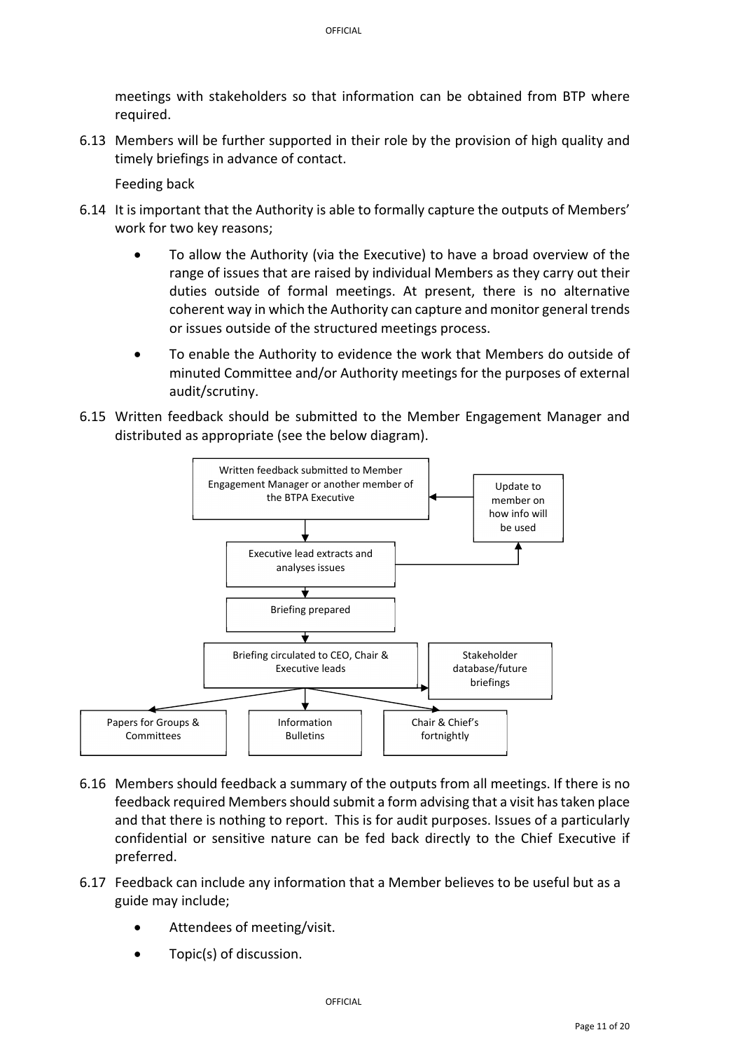meetings with stakeholders so that information can be obtained from BTP where required.

6.13 Members will be further supported in their role by the provision of high quality and timely briefings in advance of contact.

Feeding back

6.14 It is important that the Authority is able to formally capture the outputs of Members' work for two key reasons;

- To allow the Authority (via the Executive) to have a broad overview of the range of issues that are raised by individual Members as they carry out their duties outside of formal meetings. At present, there is no alternative coherent way in which the Authority can capture and monitor general trends or issues outside of the structured meetings process.
- To enable the Authority to evidence the work that Members do outside of minuted Committee and/or Authority meetings for the purposes of external audit/scrutiny.

6.15 Written feedback should be submitted to the Member Engagement Manager and distributed as appropriate (see the below diagram).

Written feedback submitted to Member Engagement Manager or another member of the BTPA Executive

Update to member on how info will be used

Executive lead extracts and analyses issues

Briefing prepared

Briefing circulated to CEO, Chair & Executive leads

Stakeholder database/future briefings

Papers for Groups & Committees

Information Bulletins

Chair & Chief's fortnightly

6.16 Members should feedback a summary of the outputs from all meetings. If there is no feedback required Members should submit a form advising that a visit has taken place and that there is nothing to report. This is for audit purposes. Issues of a particularly confidential or sensitive nature can be fed back directly to the Chief Executive if preferred.

6.17 Feedback can include any information that a Member believes to be useful but as a guide may include;

- Attendees of meeting/visit.
- Topic(s) of discussion.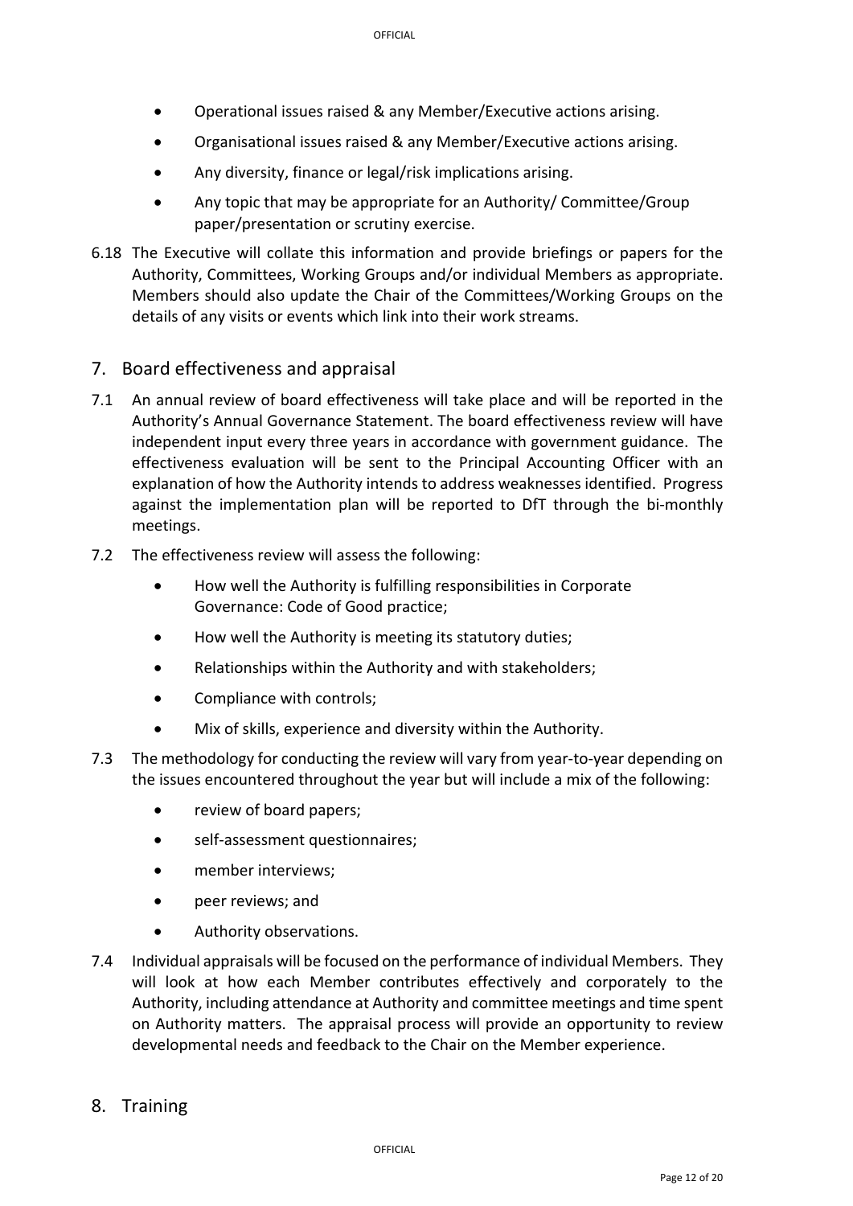- Operational issues raised & any Member/Executive actions arising.
- Organisational issues raised & any Member/Executive actions arising.
- Any diversity, finance or legal/risk implications arising.
- Any topic that may be appropriate for an Authority/ Committee/Group paper/presentation or scrutiny exercise.

6.18 The Executive will collate this information and provide briefings or papers for the Authority, Committees, Working Groups and/or individual Members as appropriate. Members should also update the Chair of the Committees/Working Groups on the details of any visits or events which link into their work streams.

## 7. Board effectiveness and appraisal

7.1 An annual review of board effectiveness will take place and will be reported in the Authority's Annual Governance Statement. The board effectiveness review will have independent input every three years in accordance with government guidance. The effectiveness evaluation will be sent to the Principal Accounting Officer with an explanation of how the Authority intends to address weaknesses identified. Progress against the implementation plan will be reported to DfT through the bi-monthly meetings.

7.2 The effectiveness review will assess the following:

- How well the Authority is fulfilling responsibilities in Corporate Governance: Code of Good practice;
- How well the Authority is meeting its statutory duties;
- Relationships within the Authority and with stakeholders;
- Compliance with controls;
- Mix of skills, experience and diversity within the Authority.

7.3 The methodology for conducting the review will vary from year-to-year depending on the issues encountered throughout the year but will include a mix of the following:

- review of board papers;
- self-assessment questionnaires;
- member interviews;
- peer reviews; and
- Authority observations.

7.4 Individual appraisals will be focused on the performance of individual Members. They will look at how each Member contributes effectively and corporately to the Authority, including attendance at Authority and committee meetings and time spent on Authority matters. The appraisal process will provide an opportunity to review developmental needs and feedback to the Chair on the Member experience.

## 8. Training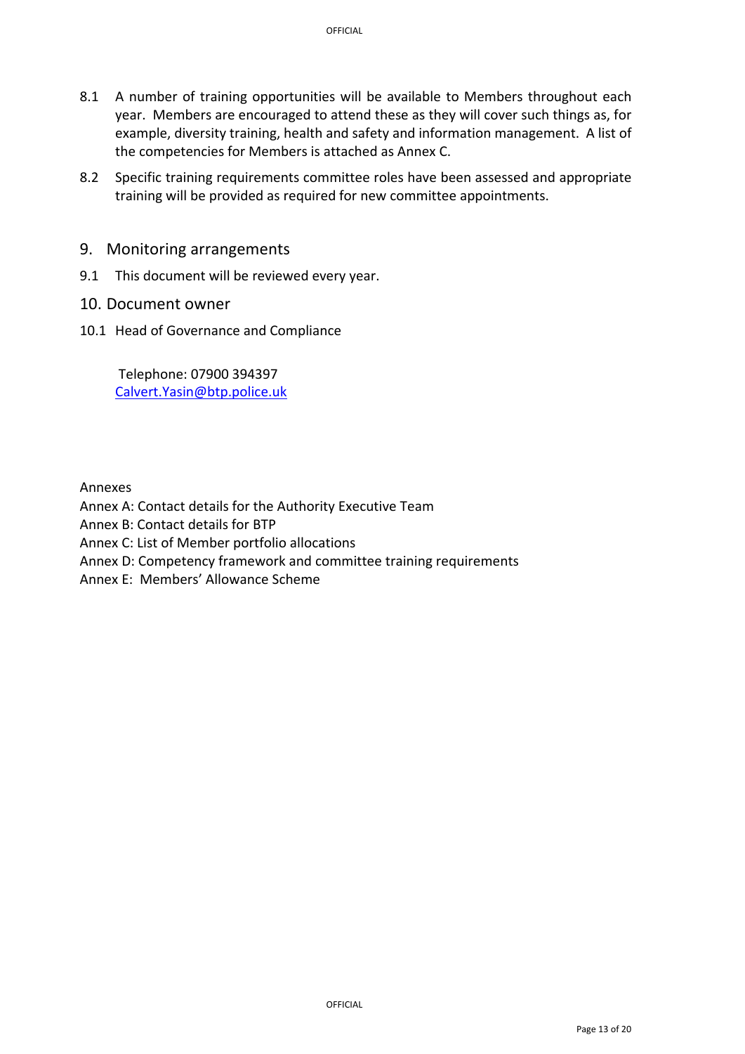8.1 A number of training opportunities will be available to Members throughout each year. Members are encouraged to attend these as they will cover such things as, for example, diversity training, health and safety and information management. A list of the competencies for Members is attached as Annex C.

8.2 Specific training requirements committee roles have been assessed and appropriate training will be provided as required for new committee appointments.

## 9. Monitoring arrangements

9.1 This document will be reviewed every year.

## 10. Document owner

10.1 Head of Governance and Compliance

Telephone: 07900 394397
Calvert.Yasin@btp.police.uk

Annexes
Annex A: Contact details for the Authority Executive Team
Annex B: Contact details for BTP
Annex C: List of Member portfolio allocations
Annex D: Competency framework and committee training requirements
Annex E: Members' Allowance Scheme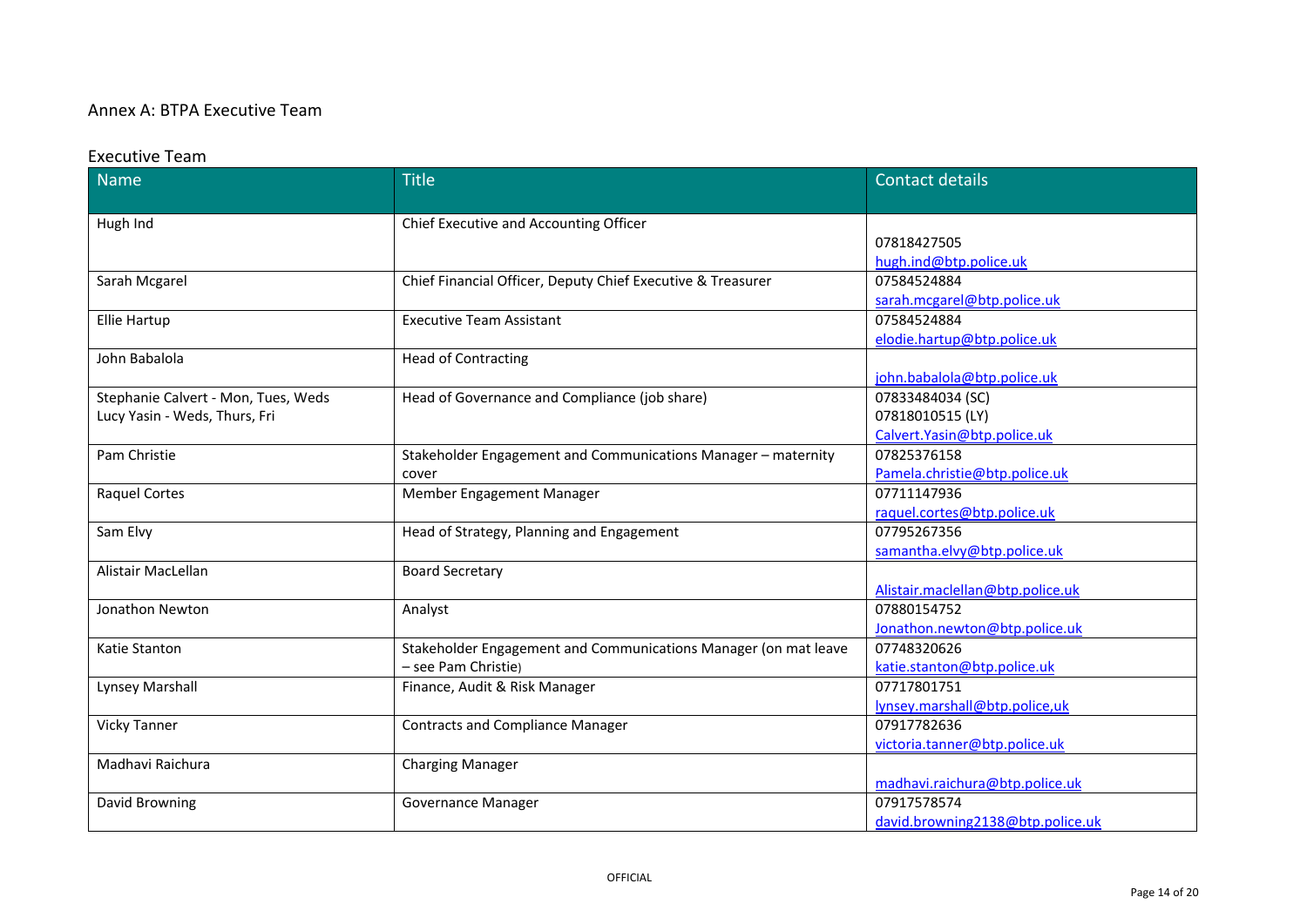## Annex A: BTPA Executive Team

### Executive Team

| Name | Title | Contact details |
|---|---|---|
| Hugh Ind | Chief Executive and Accounting Officer | 07818427505<br>hugh.ind@btp.police.uk |
| Sarah Mcgarel | Chief Financial Officer, Deputy Chief Executive & Treasurer | 07584524884<br>sarah.mcgarel@btp.police.uk |
| Ellie Hartup | Executive Team Assistant | 07584524884<br>elodie.hartup@btp.police.uk |
| John Babalola | Head of Contracting | john.babalola@btp.police.uk |
| Stephanie Calvert - Mon, Tues, Weds<br>Lucy Yasin - Weds, Thurs, Fri | Head of Governance and Compliance (job share) | 07833484034 (SC)<br>07818010515 (LY)<br>Calvert.Yasin@btp.police.uk |
| Pam Christie | Stakeholder Engagement and Communications Manager – maternity cover | 07825376158<br>Pamela.christie@btp.police.uk |
| Raquel Cortes | Member Engagement Manager | 07711147936<br>raquel.cortes@btp.police.uk |
| Sam Elvy | Head of Strategy, Planning and Engagement | 07795267356<br>samantha.elvy@btp.police.uk |
| Alistair MacLellan | Board Secretary | Alistair.maclellan@btp.police.uk |
| Jonathon Newton | Analyst | 07880154752<br>Jonathon.newton@btp.police.uk |
| Katie Stanton | Stakeholder Engagement and Communications Manager (on mat leave – see Pam Christie) | 07748320626<br>katie.stanton@btp.police.uk |
| Lynsey Marshall | Finance, Audit & Risk Manager | 07717801751<br>lynsey.marshall@btp.police,uk |
| Vicky Tanner | Contracts and Compliance Manager | 07917782636<br>victoria.tanner@btp.police.uk |
| Madhavi Raichura | Charging Manager | madhavi.raichura@btp.police.uk |
| David Browning | Governance Manager | 07917578574<br>david.browning2138@btp.police.uk |

OFFICIAL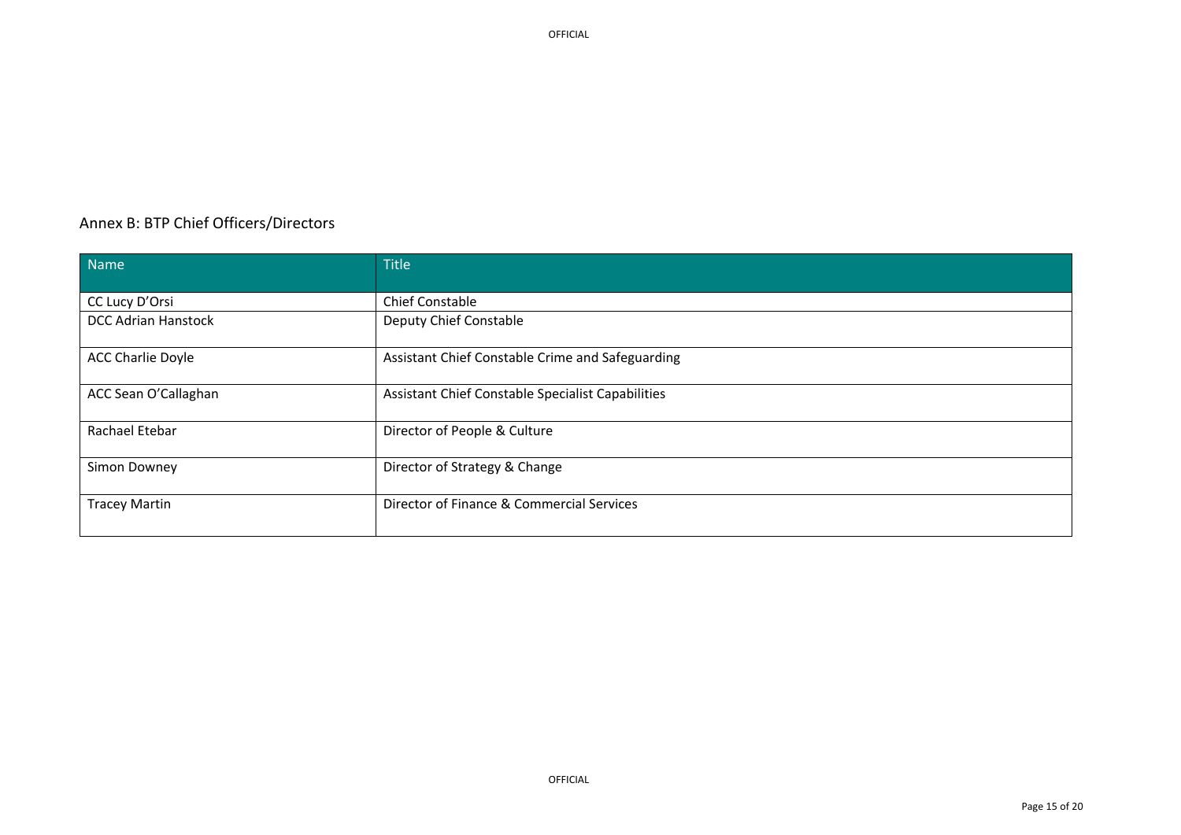## Annex B: BTP Chief Officers/Directors

| Name | Title |
|---|---|
| CC Lucy D'Orsi | Chief Constable |
| DCC Adrian Hanstock | Deputy Chief Constable |
| ACC Charlie Doyle | Assistant Chief Constable Crime and Safeguarding |
| ACC Sean O'Callaghan | Assistant Chief Constable Specialist Capabilities |
| Rachael Etebar | Director of People & Culture |
| Simon Downey | Director of Strategy & Change |
| Tracey Martin | Director of Finance & Commercial Services |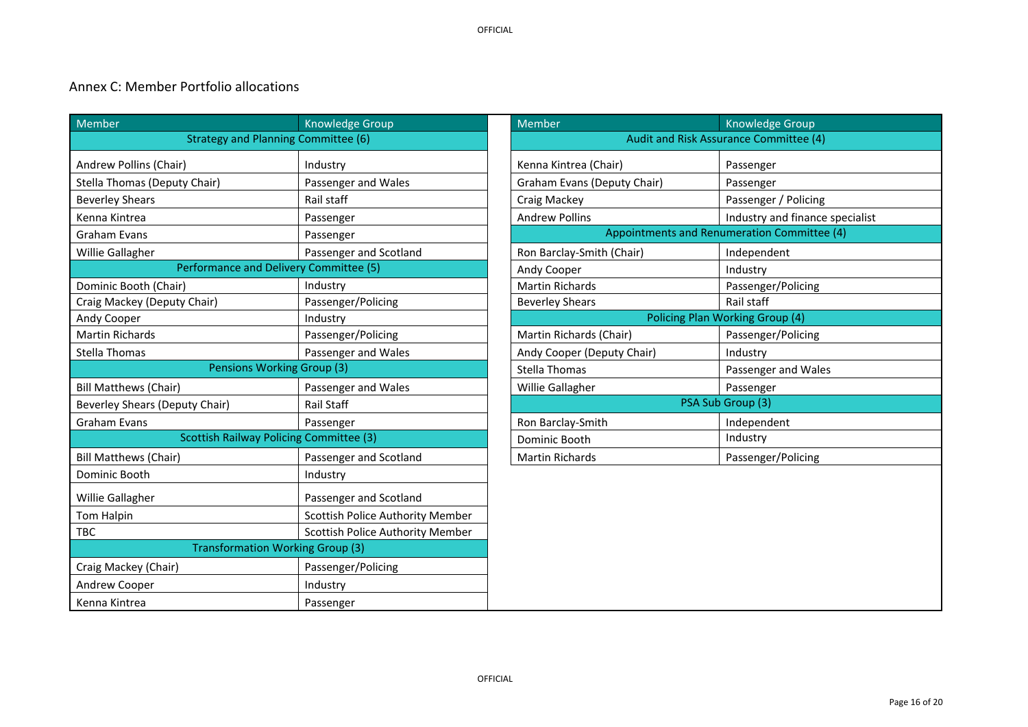## Annex C: Member Portfolio allocations

| Member | Knowledge Group |
|---|---|
| **Strategy and Planning Committee (6)** | |
| Andrew Pollins (Chair) | Industry |
| Stella Thomas (Deputy Chair) | Passenger and Wales |
| Beverley Shears | Rail staff |
| Kenna Kintrea | Passenger |
| Graham Evans | Passenger |
| Willie Gallagher | Passenger and Scotland |
| **Performance and Delivery Committee (5)** | |
| Dominic Booth (Chair) | Industry |
| Craig Mackey (Deputy Chair) | Passenger/Policing |
| Andy Cooper | Industry |
| Martin Richards | Passenger/Policing |
| Stella Thomas | Passenger and Wales |
| **Pensions Working Group (3)** | |
| Bill Matthews (Chair) | Passenger and Wales |
| Beverley Shears (Deputy Chair) | Rail Staff |
| Graham Evans | Passenger |
| **Scottish Railway Policing Committee (3)** | |
| Bill Matthews (Chair) | Passenger and Scotland |
| Dominic Booth | Industry |
| Willie Gallagher | Passenger and Scotland |
| Tom Halpin | Scottish Police Authority Member |
| TBC | Scottish Police Authority Member |
| **Transformation Working Group (3)** | |
| Craig Mackey (Chair) | Passenger/Policing |
| Andrew Cooper | Industry |
| Kenna Kintrea | Passenger |

| Member | Knowledge Group |
|---|---|
| **Audit and Risk Assurance Committee (4)** | |
| Kenna Kintrea (Chair) | Passenger |
| Graham Evans (Deputy Chair) | Passenger |
| Craig Mackey | Passenger / Policing |
| Andrew Pollins | Industry and finance specialist |
| **Appointments and Renumeration Committee (4)** | |
| Ron Barclay-Smith (Chair) | Independent |
| Andy Cooper | Industry |
| Martin Richards | Passenger/Policing |
| Beverley Shears | Rail staff |
| **Policing Plan Working Group (4)** | |
| Martin Richards (Chair) | Passenger/Policing |
| Andy Cooper (Deputy Chair) | Industry |
| Stella Thomas | Passenger and Wales |
| Willie Gallagher | Passenger |
| **PSA Sub Group (3)** | |
| Ron Barclay-Smith | Independent |
| Dominic Booth | Industry |
| Martin Richards | Passenger/Policing |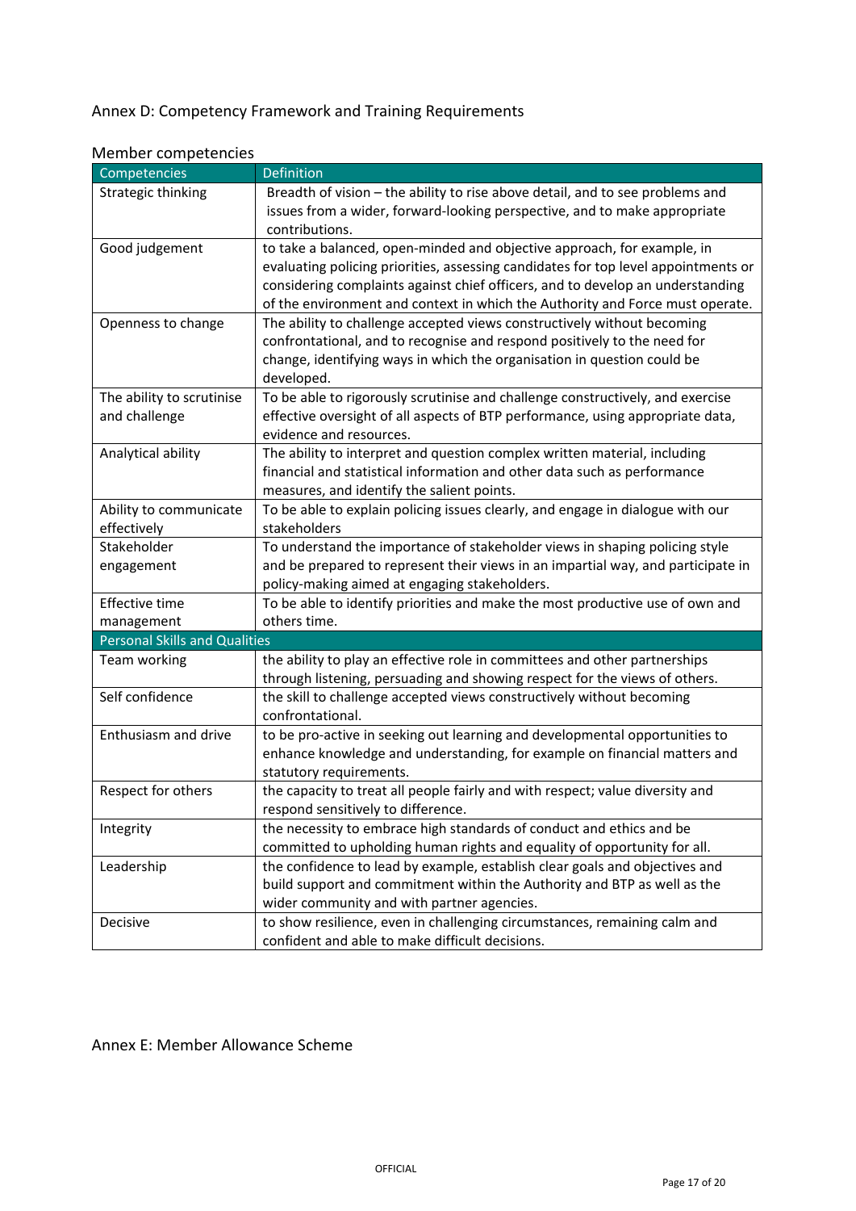## Annex D: Competency Framework and Training Requirements

### Member competencies

| Competencies | Definition |
|---|---|
| Strategic thinking | Breadth of vision – the ability to rise above detail, and to see problems and issues from a wider, forward-looking perspective, and to make appropriate contributions. |
| Good judgement | to take a balanced, open-minded and objective approach, for example, in evaluating policing priorities, assessing candidates for top level appointments or considering complaints against chief officers, and to develop an understanding of the environment and context in which the Authority and Force must operate. |
| Openness to change | The ability to challenge accepted views constructively without becoming confrontational, and to recognise and respond positively to the need for change, identifying ways in which the organisation in question could be developed. |
| The ability to scrutinise and challenge | To be able to rigorously scrutinise and challenge constructively, and exercise effective oversight of all aspects of BTP performance, using appropriate data, evidence and resources. |
| Analytical ability | The ability to interpret and question complex written material, including financial and statistical information and other data such as performance measures, and identify the salient points. |
| Ability to communicate effectively | To be able to explain policing issues clearly, and engage in dialogue with our stakeholders |
| Stakeholder engagement | To understand the importance of stakeholder views in shaping policing style and be prepared to represent their views in an impartial way, and participate in policy-making aimed at engaging stakeholders. |
| Effective time management | To be able to identify priorities and make the most productive use of own and others time. |
| **Personal Skills and Qualities** | |
| Team working | the ability to play an effective role in committees and other partnerships through listening, persuading and showing respect for the views of others. |
| Self confidence | the skill to challenge accepted views constructively without becoming confrontational. |
| Enthusiasm and drive | to be pro-active in seeking out learning and developmental opportunities to enhance knowledge and understanding, for example on financial matters and statutory requirements. |
| Respect for others | the capacity to treat all people fairly and with respect; value diversity and respond sensitively to difference. |
| Integrity | the necessity to embrace high standards of conduct and ethics and be committed to upholding human rights and equality of opportunity for all. |
| Leadership | the confidence to lead by example, establish clear goals and objectives and build support and commitment within the Authority and BTP as well as the wider community and with partner agencies. |
| Decisive | to show resilience, even in challenging circumstances, remaining calm and confident and able to make difficult decisions. |

## Annex E: Member Allowance Scheme

OFFICIAL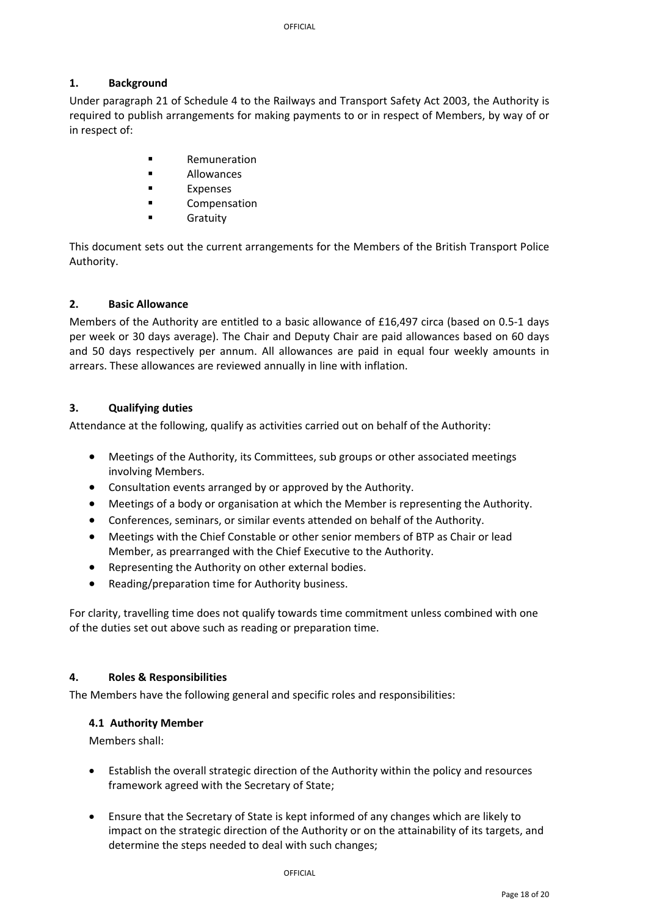## 1. Background

Under paragraph 21 of Schedule 4 to the Railways and Transport Safety Act 2003, the Authority is required to publish arrangements for making payments to or in respect of Members, by way of or in respect of:

- Remuneration
- Allowances
- Expenses
- Compensation
- Gratuity

This document sets out the current arrangements for the Members of the British Transport Police Authority.

## 2. Basic Allowance

Members of the Authority are entitled to a basic allowance of £16,497 circa (based on 0.5-1 days per week or 30 days average). The Chair and Deputy Chair are paid allowances based on 60 days and 50 days respectively per annum. All allowances are paid in equal four weekly amounts in arrears. These allowances are reviewed annually in line with inflation.

## 3. Qualifying duties

Attendance at the following, qualify as activities carried out on behalf of the Authority:

- Meetings of the Authority, its Committees, sub groups or other associated meetings involving Members.
- Consultation events arranged by or approved by the Authority.
- Meetings of a body or organisation at which the Member is representing the Authority.
- Conferences, seminars, or similar events attended on behalf of the Authority.
- Meetings with the Chief Constable or other senior members of BTP as Chair or lead Member, as prearranged with the Chief Executive to the Authority.
- Representing the Authority on other external bodies.
- Reading/preparation time for Authority business.

For clarity, travelling time does not qualify towards time commitment unless combined with one of the duties set out above such as reading or preparation time.

## 4. Roles & Responsibilities

The Members have the following general and specific roles and responsibilities:

### 4.1 Authority Member

Members shall:

- Establish the overall strategic direction of the Authority within the policy and resources framework agreed with the Secretary of State;
- Ensure that the Secretary of State is kept informed of any changes which are likely to impact on the strategic direction of the Authority or on the attainability of its targets, and determine the steps needed to deal with such changes;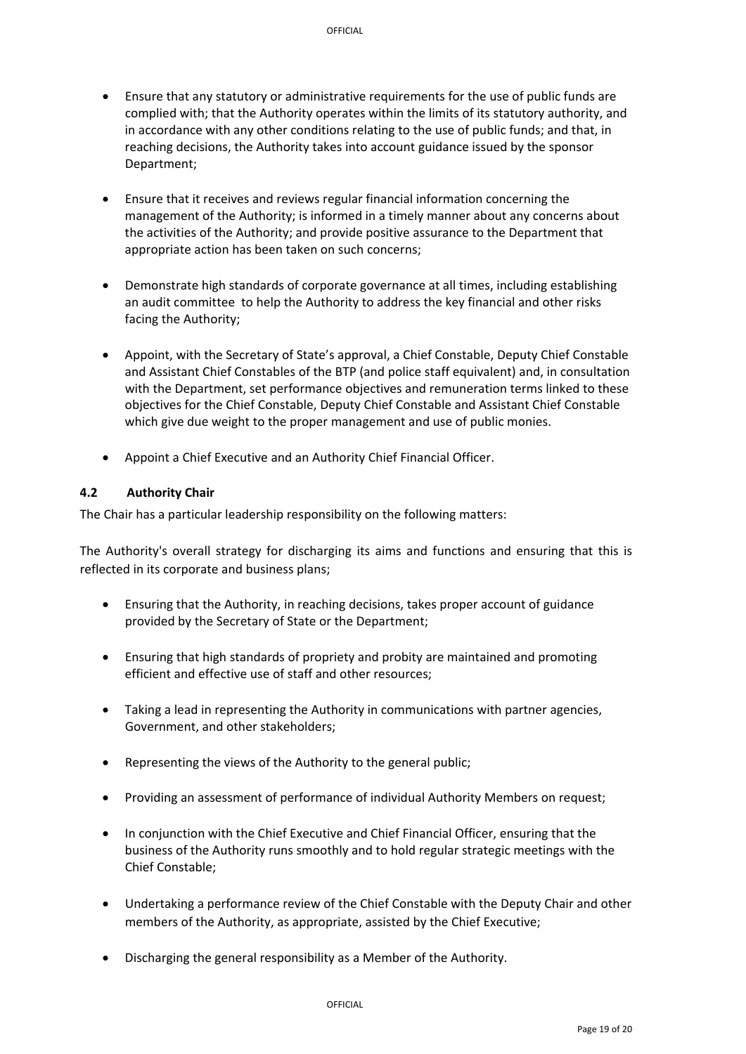- Ensure that any statutory or administrative requirements for the use of public funds are complied with; that the Authority operates within the limits of its statutory authority, and in accordance with any other conditions relating to the use of public funds; and that, in reaching decisions, the Authority takes into account guidance issued by the sponsor Department;

- Ensure that it receives and reviews regular financial information concerning the management of the Authority; is informed in a timely manner about any concerns about the activities of the Authority; and provide positive assurance to the Department that appropriate action has been taken on such concerns;

- Demonstrate high standards of corporate governance at all times, including establishing an audit committee to help the Authority to address the key financial and other risks facing the Authority;

- Appoint, with the Secretary of State's approval, a Chief Constable, Deputy Chief Constable and Assistant Chief Constables of the BTP (and police staff equivalent) and, in consultation with the Department, set performance objectives and remuneration terms linked to these objectives for the Chief Constable, Deputy Chief Constable and Assistant Chief Constable which give due weight to the proper management and use of public monies.

- Appoint a Chief Executive and an Authority Chief Financial Officer.

### 4.2 Authority Chair

The Chair has a particular leadership responsibility on the following matters:

The Authority's overall strategy for discharging its aims and functions and ensuring that this is reflected in its corporate and business plans;

- Ensuring that the Authority, in reaching decisions, takes proper account of guidance provided by the Secretary of State or the Department;

- Ensuring that high standards of propriety and probity are maintained and promoting efficient and effective use of staff and other resources;

- Taking a lead in representing the Authority in communications with partner agencies, Government, and other stakeholders;

- Representing the views of the Authority to the general public;

- Providing an assessment of performance of individual Authority Members on request;

- In conjunction with the Chief Executive and Chief Financial Officer, ensuring that the business of the Authority runs smoothly and to hold regular strategic meetings with the Chief Constable;

- Undertaking a performance review of the Chief Constable with the Deputy Chair and other members of the Authority, as appropriate, assisted by the Chief Executive;

- Discharging the general responsibility as a Member of the Authority.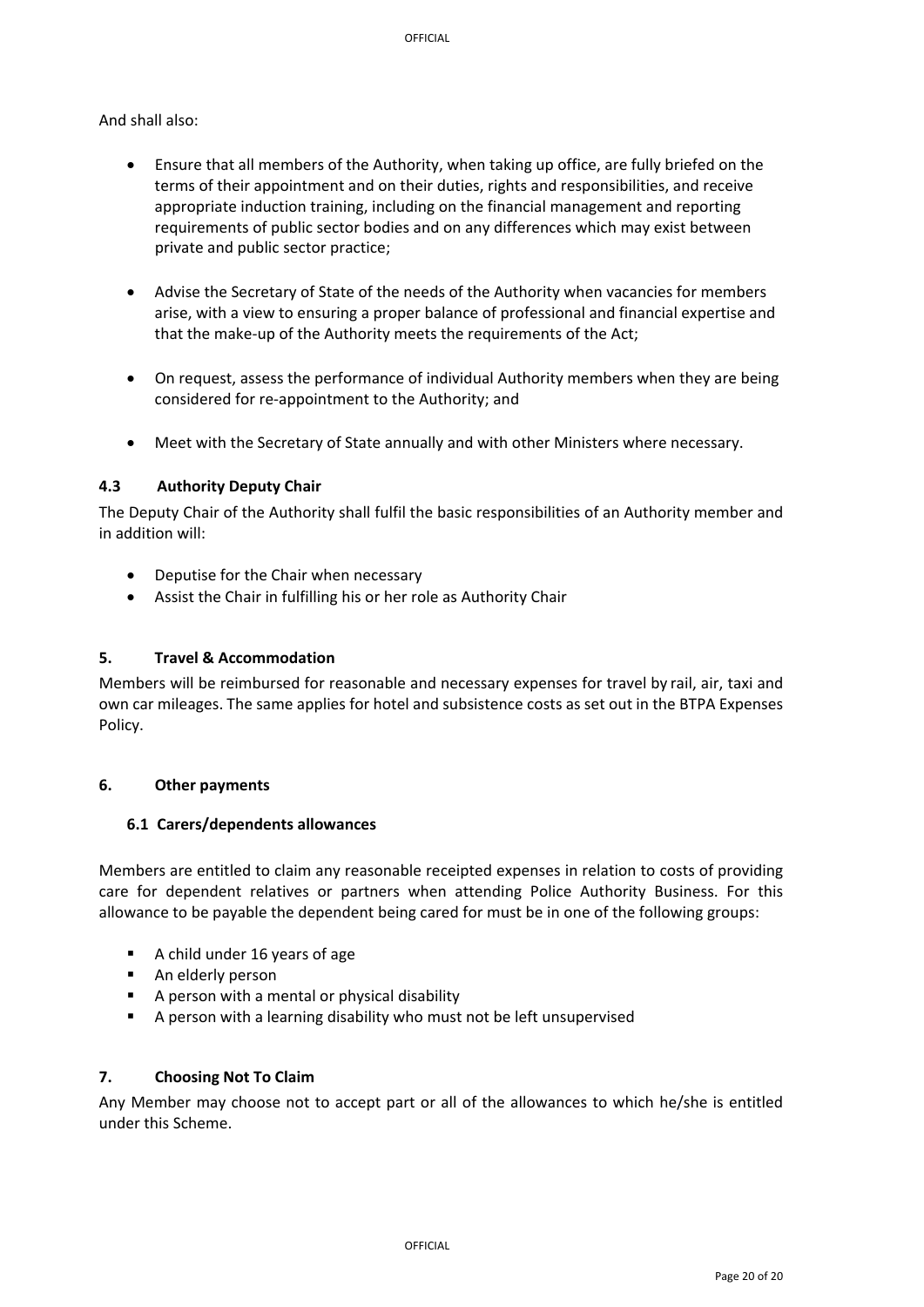And shall also:

- Ensure that all members of the Authority, when taking up office, are fully briefed on the terms of their appointment and on their duties, rights and responsibilities, and receive appropriate induction training, including on the financial management and reporting requirements of public sector bodies and on any differences which may exist between private and public sector practice;

- Advise the Secretary of State of the needs of the Authority when vacancies for members arise, with a view to ensuring a proper balance of professional and financial expertise and that the make-up of the Authority meets the requirements of the Act;

- On request, assess the performance of individual Authority members when they are being considered for re-appointment to the Authority; and

- Meet with the Secretary of State annually and with other Ministers where necessary.

### 4.3 Authority Deputy Chair

The Deputy Chair of the Authority shall fulfil the basic responsibilities of an Authority member and in addition will:

- Deputise for the Chair when necessary
- Assist the Chair in fulfilling his or her role as Authority Chair

## 5. Travel & Accommodation

Members will be reimbursed for reasonable and necessary expenses for travel by rail, air, taxi and own car mileages. The same applies for hotel and subsistence costs as set out in the BTPA Expenses Policy.

## 6. Other payments

### 6.1 Carers/dependents allowances

Members are entitled to claim any reasonable receipted expenses in relation to costs of providing care for dependent relatives or partners when attending Police Authority Business. For this allowance to be payable the dependent being cared for must be in one of the following groups:

- A child under 16 years of age
- An elderly person
- A person with a mental or physical disability
- A person with a learning disability who must not be left unsupervised

## 7. Choosing Not To Claim

Any Member may choose not to accept part or all of the allowances to which he/she is entitled under this Scheme.